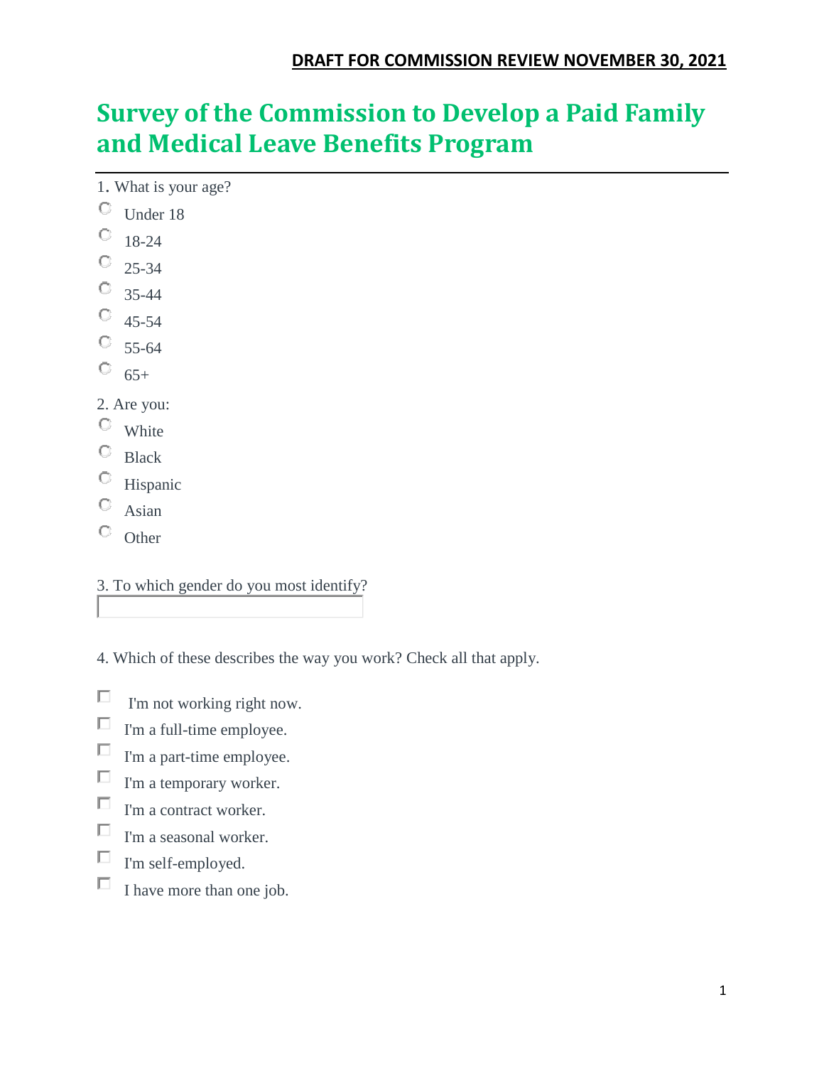**DRAFT FOR COMMISSION REVIEW NOVEMBER 30, 2021**

# Survey of the Commission to Develop a Paid Family and Medical Leave Benefits Program

1. What is your age?

- ○ Under 18
- ○ 18-24
- ○ 25-34
- ○ 35-44
- ○ 45-54
- ○ 55-64
- ○ 65+

2. Are you:

- ○ White
- ○ Black
- ○ Hispanic
- ○ Asian
- ○ Other

3. To which gender do you most identify?

\_\_\_\_\_\_\_\_\_\_\_\_\_\_\_\_\_\_\_\_

4. Which of these describes the way you work? Check all that apply.

- ☐ I'm not working right now.
- ☐ I'm a full-time employee.
- ☐ I'm a part-time employee.
- ☐ I'm a temporary worker.
- ☐ I'm a contract worker.
- ☐ I'm a seasonal worker.
- ☐ I'm self-employed.
- ☐ I have more than one job.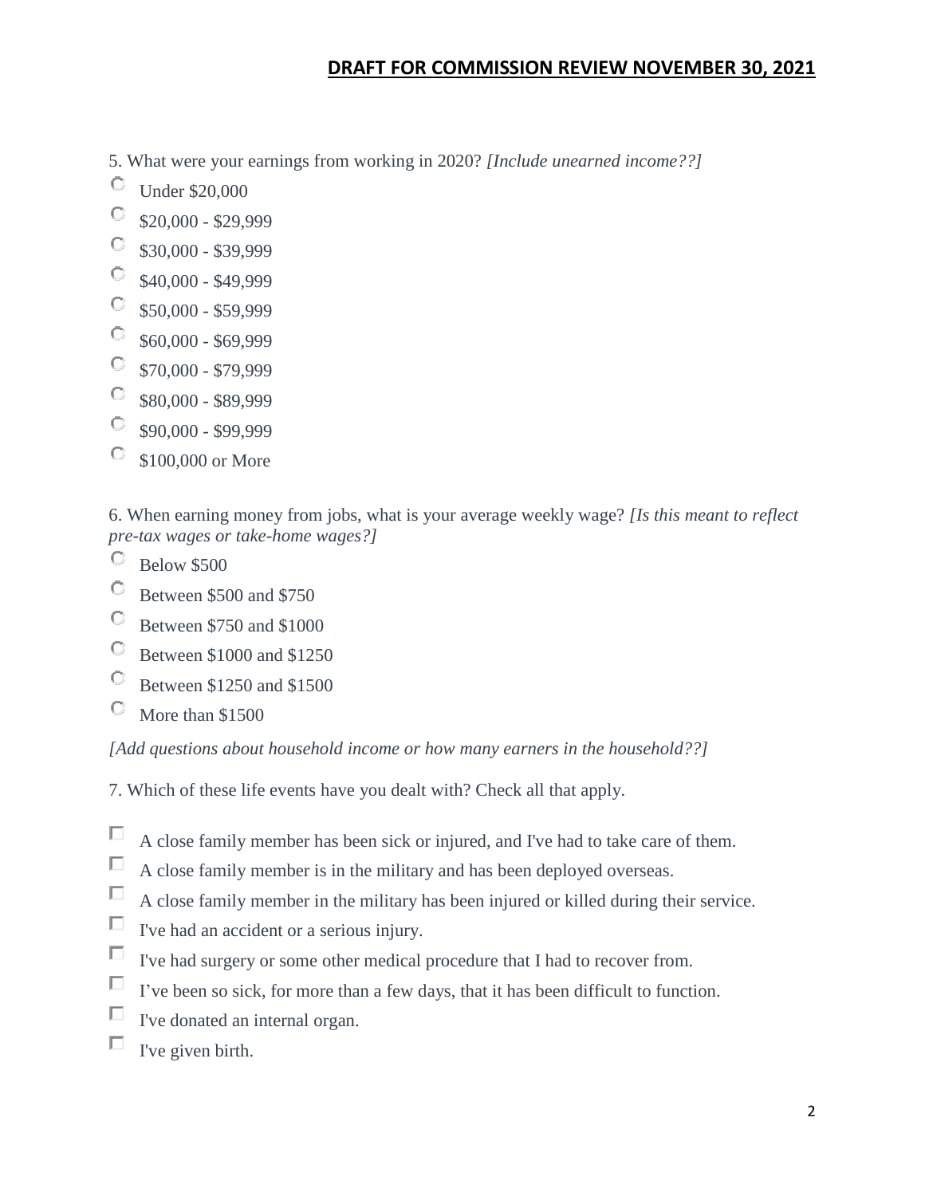5. What were your earnings from working in 2020? *[Include unearned income??]*

- Under $20,000
- $20,000 - $29,999
- $30,000 - $39,999
- $40,000 - $49,999
- $50,000 - $59,999
- $60,000 - $69,999
- $70,000 - $79,999
- $80,000 - $89,999
- $90,000 - $99,999
- $100,000 or More

6. When earning money from jobs, what is your average weekly wage? *[Is this meant to reflect pre-tax wages or take-home wages?]*

- Below $500
- Between $500 and $750
- Between $750 and $1000
- Between $1000 and $1250
- Between $1250 and $1500
- More than $1500

*[Add questions about household income or how many earners in the household??]*

7. Which of these life events have you dealt with? Check all that apply.

- [ ] A close family member has been sick or injured, and I've had to take care of them.
- [ ] A close family member is in the military and has been deployed overseas.
- [ ] A close family member in the military has been injured or killed during their service.
- [ ] I've had an accident or a serious injury.
- [ ] I've had surgery or some other medical procedure that I had to recover from.
- [ ] I've been so sick, for more than a few days, that it has been difficult to function.
- [ ] I've donated an internal organ.
- [ ] I've given birth.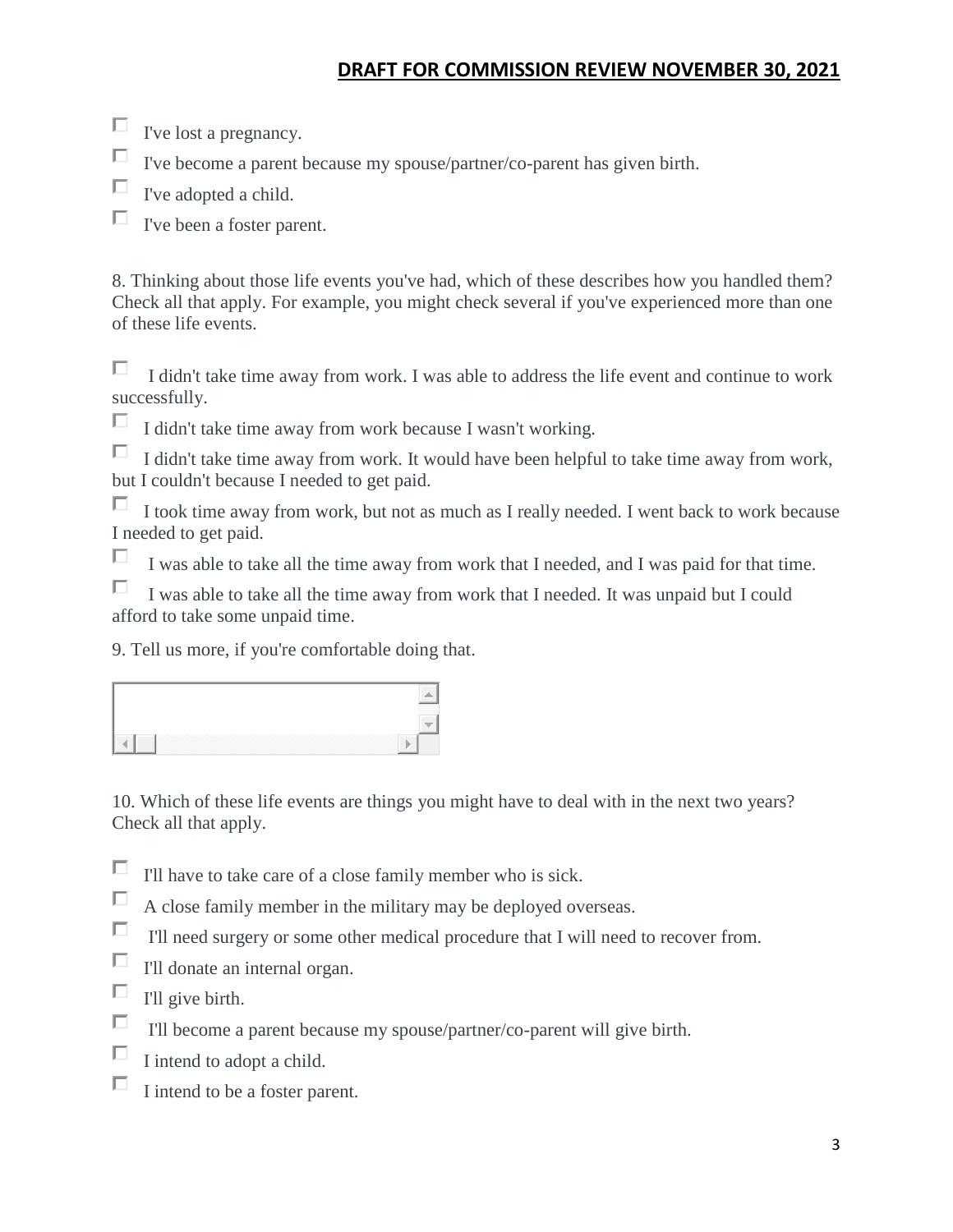- ☐ I've lost a pregnancy.
- ☐ I've become a parent because my spouse/partner/co-parent has given birth.
- ☐ I've adopted a child.
- ☐ I've been a foster parent.

8. Thinking about those life events you've had, which of these describes how you handled them? Check all that apply. For example, you might check several if you've experienced more than one of these life events.

- ☐ I didn't take time away from work. I was able to address the life event and continue to work successfully.
- ☐ I didn't take time away from work because I wasn't working.
- ☐ I didn't take time away from work. It would have been helpful to take time away from work, but I couldn't because I needed to get paid.
- ☐ I took time away from work, but not as much as I really needed. I went back to work because I needed to get paid.
- ☐ I was able to take all the time away from work that I needed, and I was paid for that time.
- ☐ I was able to take all the time away from work that I needed. It was unpaid but I could afford to take some unpaid time.

9. Tell us more, if you're comfortable doing that.

10. Which of these life events are things you might have to deal with in the next two years? Check all that apply.

- ☐ I'll have to take care of a close family member who is sick.
- ☐ A close family member in the military may be deployed overseas.
- ☐ I'll need surgery or some other medical procedure that I will need to recover from.
- ☐ I'll donate an internal organ.
- ☐ I'll give birth.
- ☐ I'll become a parent because my spouse/partner/co-parent will give birth.
- ☐ I intend to adopt a child.
- ☐ I intend to be a foster parent.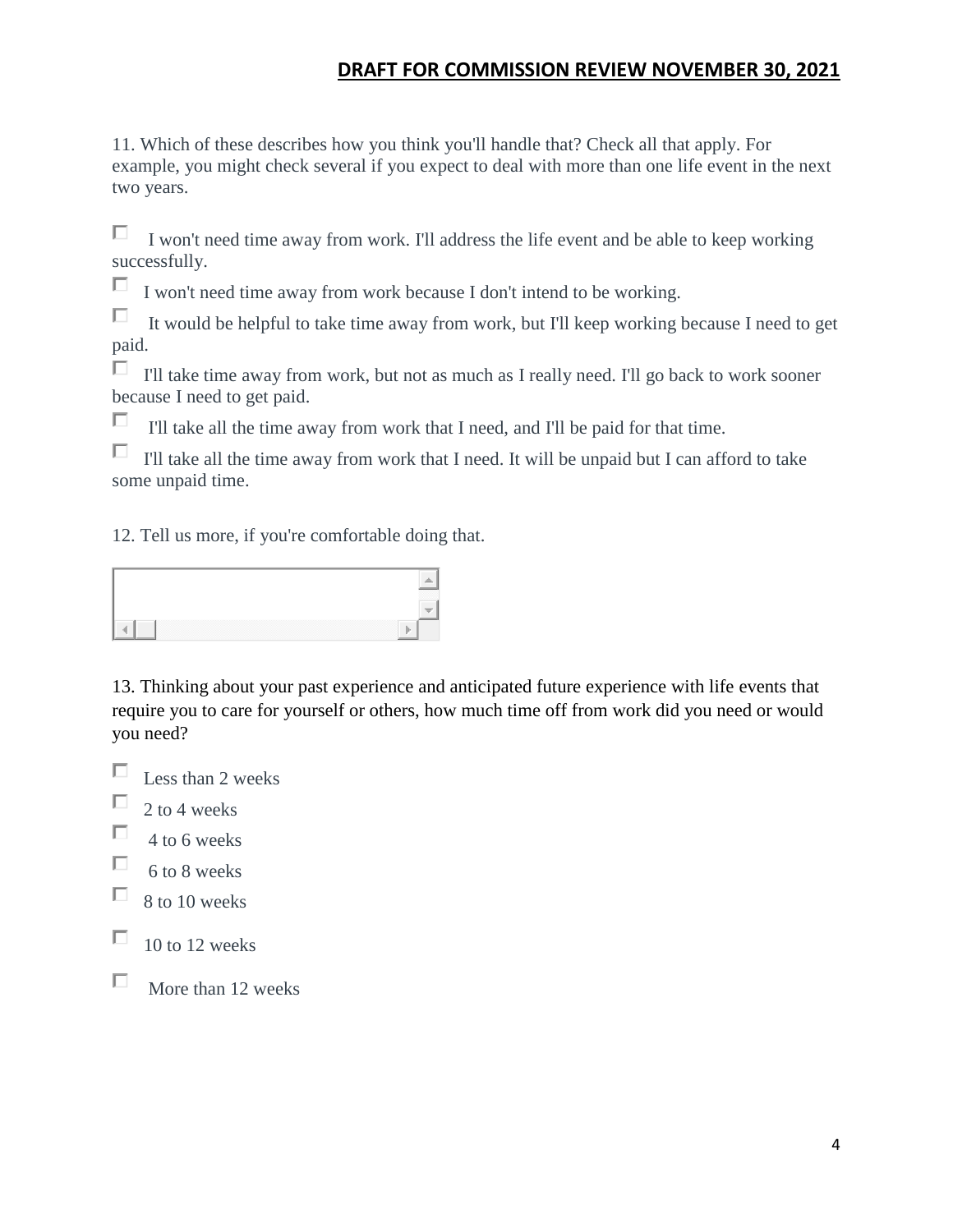11. Which of these describes how you think you'll handle that? Check all that apply. For example, you might check several if you expect to deal with more than one life event in the next two years.

- ☐ I won't need time away from work. I'll address the life event and be able to keep working successfully.
- ☐ I won't need time away from work because I don't intend to be working.
- ☐ It would be helpful to take time away from work, but I'll keep working because I need to get paid.
- ☐ I'll take time away from work, but not as much as I really need. I'll go back to work sooner because I need to get paid.
- ☐ I'll take all the time away from work that I need, and I'll be paid for that time.
- ☐ I'll take all the time away from work that I need. It will be unpaid but I can afford to take some unpaid time.

12. Tell us more, if you're comfortable doing that.

13. Thinking about your past experience and anticipated future experience with life events that require you to care for yourself or others, how much time off from work did you need or would you need?

- ☐ Less than 2 weeks
- ☐ 2 to 4 weeks
- ☐ 4 to 6 weeks
- ☐ 6 to 8 weeks
- ☐ 8 to 10 weeks
- ☐ 10 to 12 weeks
- ☐ More than 12 weeks